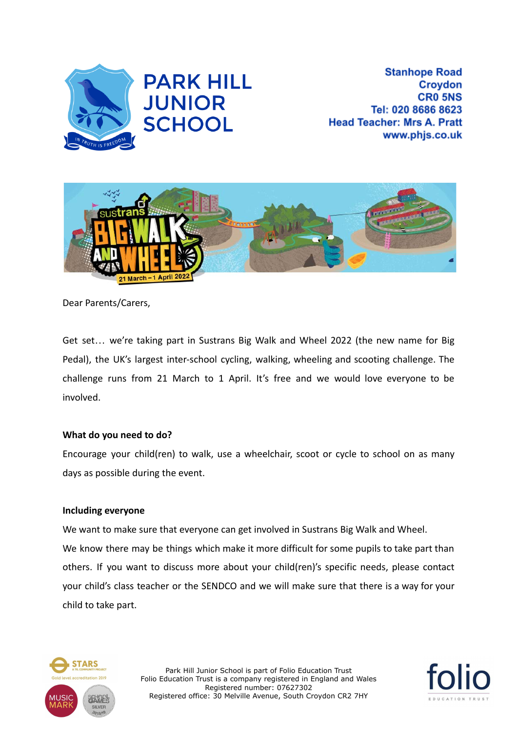# PARK HILL JUNIOR SCHOOL

Stanhope Road
Croydon
CR0 5NS
Tel: 020 8686 8623
Head Teacher: Mrs A. Pratt
www.phjs.co.uk

Dear Parents/Carers,

Get set… we're taking part in Sustrans Big Walk and Wheel 2022 (the new name for Big Pedal), the UK's largest inter-school cycling, walking, wheeling and scooting challenge. The challenge runs from 21 March to 1 April. It's free and we would love everyone to be involved.

**What do you need to do?**

Encourage your child(ren) to walk, use a wheelchair, scoot or cycle to school on as many days as possible during the event.

**Including everyone**

We want to make sure that everyone can get involved in Sustrans Big Walk and Wheel.
We know there may be things which make it more difficult for some pupils to take part than others. If you want to discuss more about your child(ren)'s specific needs, please contact your child's class teacher or the SENDCO and we will make sure that there is a way for your child to take part.

Park Hill Junior School is part of Folio Education Trust
Folio Education Trust is a company registered in England and Wales
Registered number: 07627302
Registered office: 30 Melville Avenue, South Croydon CR2 7HY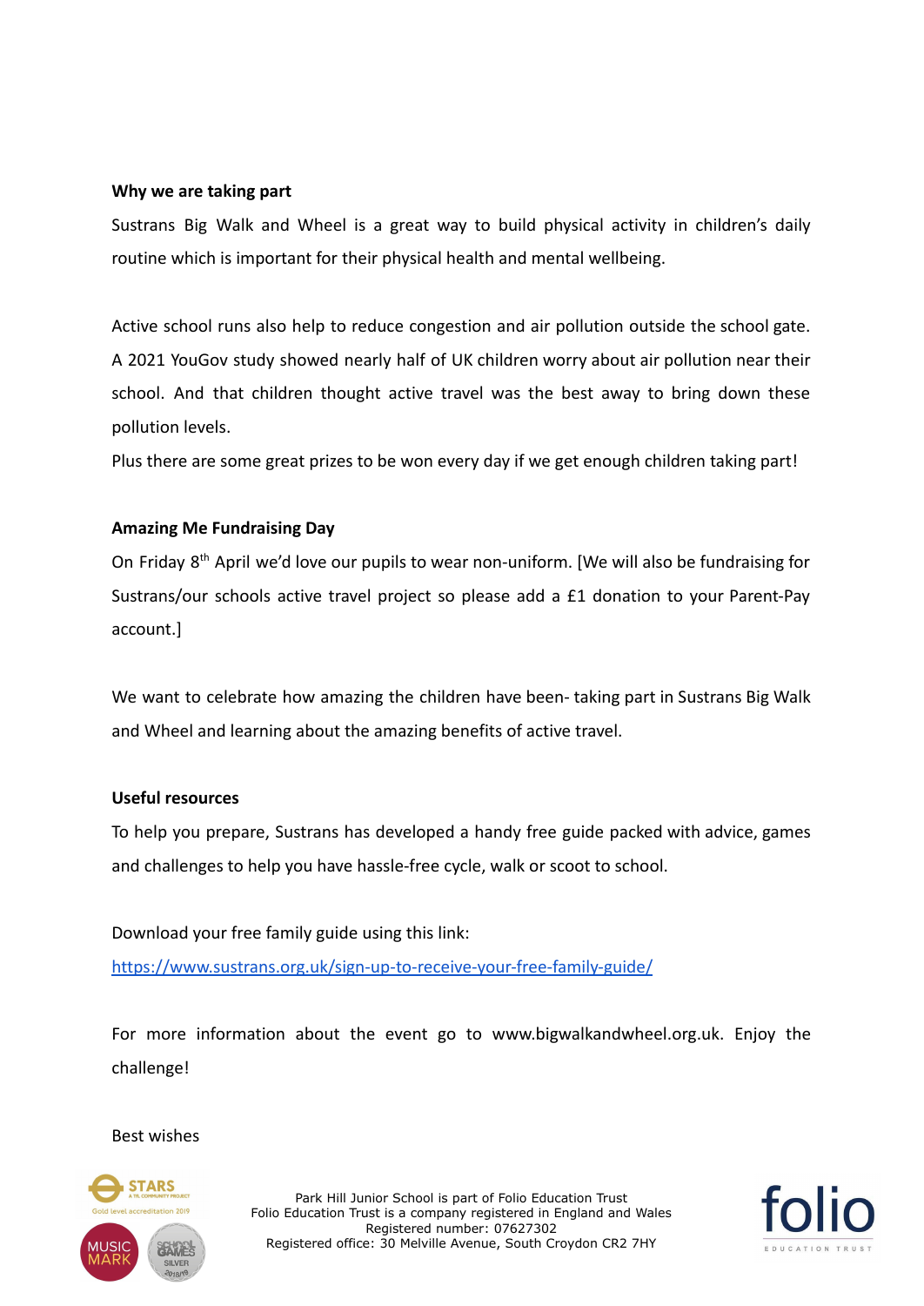**Why we are taking part**

Sustrans Big Walk and Wheel is a great way to build physical activity in children's daily routine which is important for their physical health and mental wellbeing.

Active school runs also help to reduce congestion and air pollution outside the school gate. A 2021 YouGov study showed nearly half of UK children worry about air pollution near their school. And that children thought active travel was the best away to bring down these pollution levels.

Plus there are some great prizes to be won every day if we get enough children taking part!

**Amazing Me Fundraising Day**

On Friday 8th April we'd love our pupils to wear non-uniform. [We will also be fundraising for Sustrans/our schools active travel project so please add a £1 donation to your Parent-Pay account.]

We want to celebrate how amazing the children have been- taking part in Sustrans Big Walk and Wheel and learning about the amazing benefits of active travel.

**Useful resources**

To help you prepare, Sustrans has developed a handy free guide packed with advice, games and challenges to help you have hassle-free cycle, walk or scoot to school.

Download your free family guide using this link:

https://www.sustrans.org.uk/sign-up-to-receive-your-free-family-guide/

For more information about the event go to www.bigwalkandwheel.org.uk. Enjoy the challenge!

Best wishes

Park Hill Junior School is part of Folio Education Trust
Folio Education Trust is a company registered in England and Wales
Registered number: 07627302
Registered office: 30 Melville Avenue, South Croydon CR2 7HY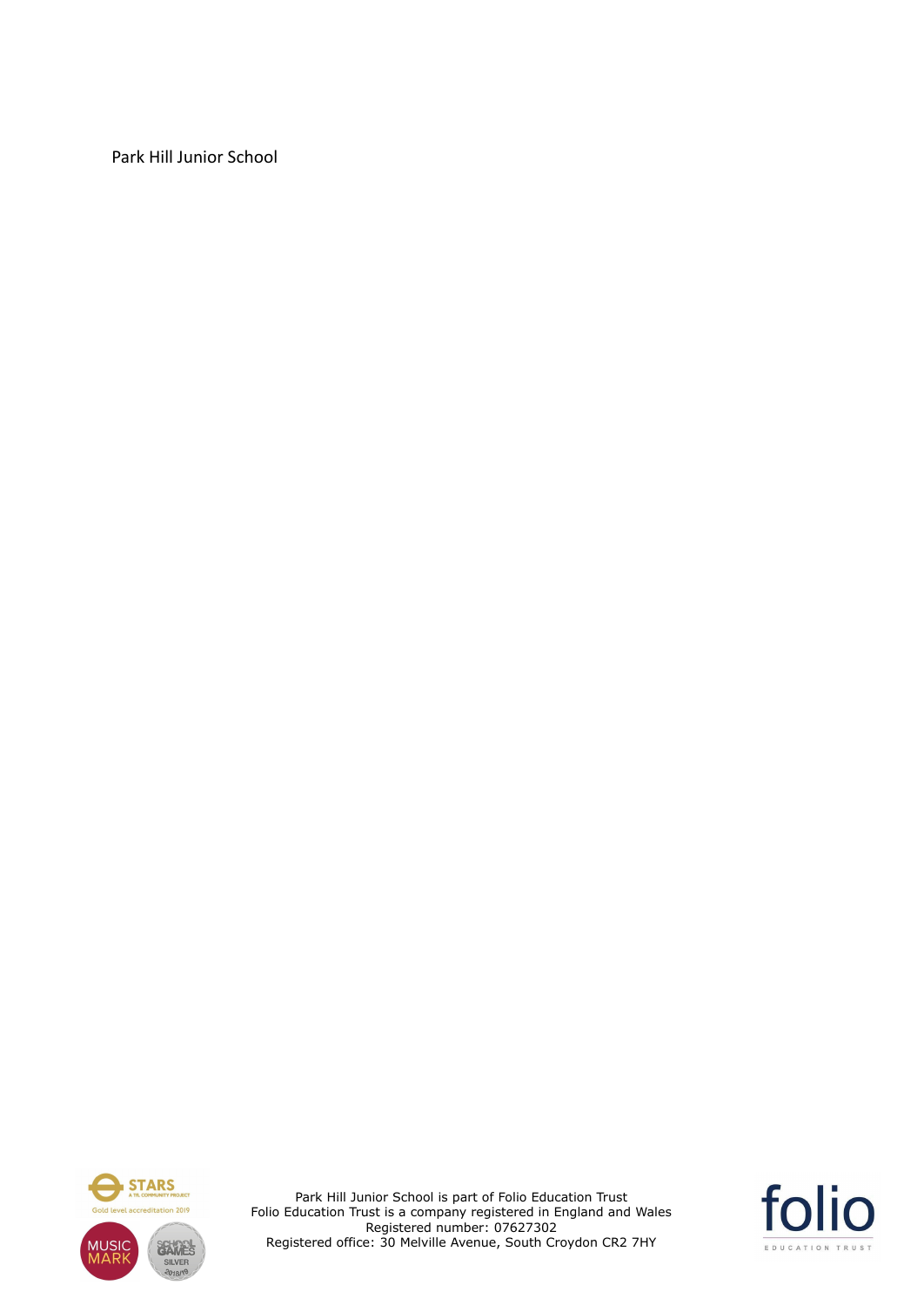Park Hill Junior School